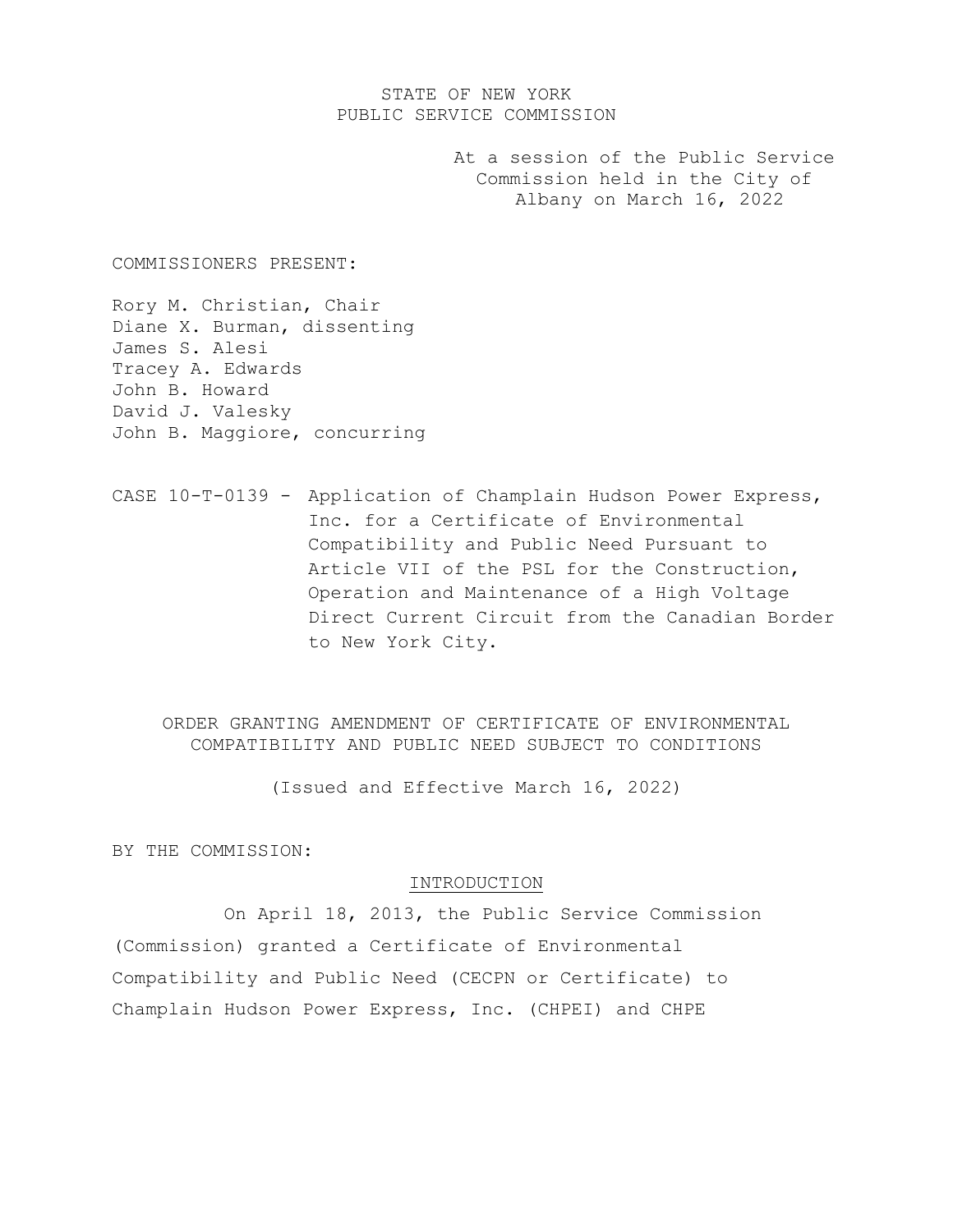STATE OF NEW YORK
PUBLIC SERVICE COMMISSION

At a session of the Public Service Commission held in the City of Albany on March 16, 2022

COMMISSIONERS PRESENT:

Rory M. Christian, Chair
Diane X. Burman, dissenting
James S. Alesi
Tracey A. Edwards
John B. Howard
David J. Valesky
John B. Maggiore, concurring

CASE 10-T-0139 - Application of Champlain Hudson Power Express, Inc. for a Certificate of Environmental Compatibility and Public Need Pursuant to Article VII of the PSL for the Construction, Operation and Maintenance of a High Voltage Direct Current Circuit from the Canadian Border to New York City.

## ORDER GRANTING AMENDMENT OF CERTIFICATE OF ENVIRONMENTAL COMPATIBILITY AND PUBLIC NEED SUBJECT TO CONDITIONS

(Issued and Effective March 16, 2022)

BY THE COMMISSION:

### INTRODUCTION

On April 18, 2013, the Public Service Commission (Commission) granted a Certificate of Environmental Compatibility and Public Need (CECPN or Certificate) to Champlain Hudson Power Express, Inc. (CHPEI) and CHPE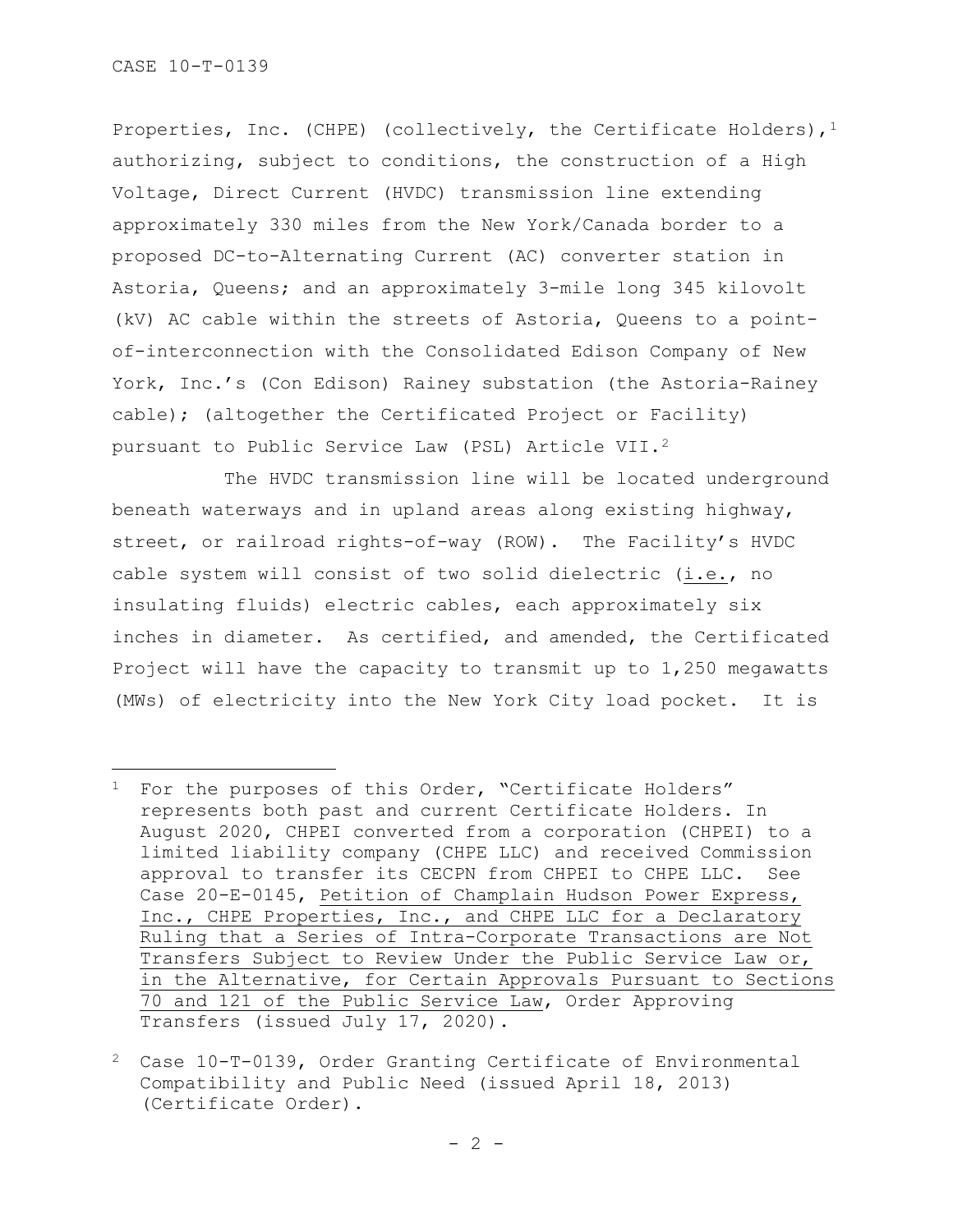Properties, Inc. (CHPE) (collectively, the Certificate Holders),[1] authorizing, subject to conditions, the construction of a High Voltage, Direct Current (HVDC) transmission line extending approximately 330 miles from the New York/Canada border to a proposed DC-to-Alternating Current (AC) converter station in Astoria, Queens; and an approximately 3-mile long 345 kilovolt (kV) AC cable within the streets of Astoria, Queens to a point-of-interconnection with the Consolidated Edison Company of New York, Inc.'s (Con Edison) Rainey substation (the Astoria-Rainey cable); (altogether the Certificated Project or Facility) pursuant to Public Service Law (PSL) Article VII.[2]

The HVDC transmission line will be located underground beneath waterways and in upland areas along existing highway, street, or railroad rights-of-way (ROW). The Facility's HVDC cable system will consist of two solid dielectric (i.e., no insulating fluids) electric cables, each approximately six inches in diameter. As certified, and amended, the Certificated Project will have the capacity to transmit up to 1,250 megawatts (MWs) of electricity into the New York City load pocket. It is

---

[1] For the purposes of this Order, "Certificate Holders" represents both past and current Certificate Holders. In August 2020, CHPEI converted from a corporation (CHPEI) to a limited liability company (CHPE LLC) and received Commission approval to transfer its CECPN from CHPEI to CHPE LLC. See Case 20-E-0145, Petition of Champlain Hudson Power Express, Inc., CHPE Properties, Inc., and CHPE LLC for a Declaratory Ruling that a Series of Intra-Corporate Transactions are Not Transfers Subject to Review Under the Public Service Law or, in the Alternative, for Certain Approvals Pursuant to Sections 70 and 121 of the Public Service Law, Order Approving Transfers (issued July 17, 2020).

[2] Case 10-T-0139, Order Granting Certificate of Environmental Compatibility and Public Need (issued April 18, 2013) (Certificate Order).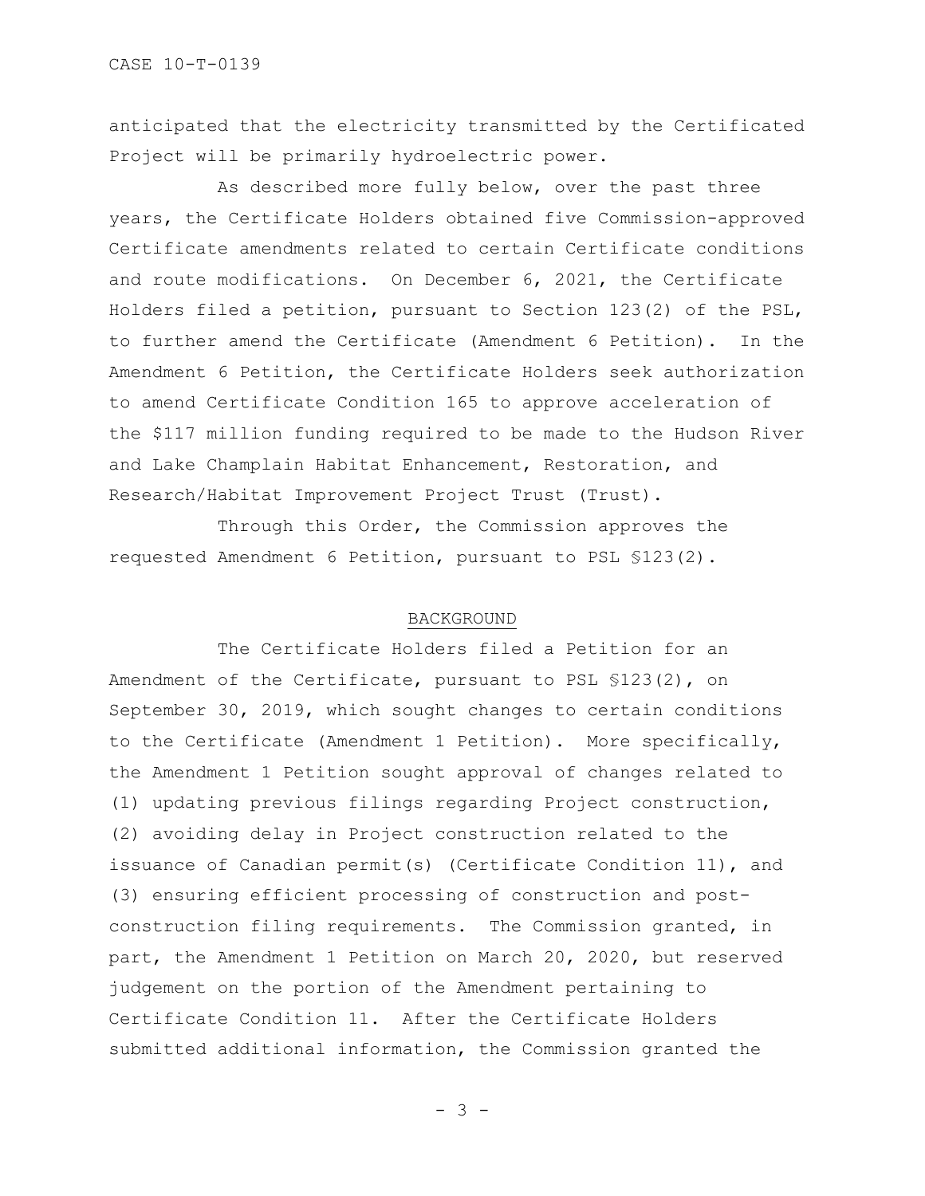anticipated that the electricity transmitted by the Certificated Project will be primarily hydroelectric power.

As described more fully below, over the past three years, the Certificate Holders obtained five Commission-approved Certificate amendments related to certain Certificate conditions and route modifications. On December 6, 2021, the Certificate Holders filed a petition, pursuant to Section 123(2) of the PSL, to further amend the Certificate (Amendment 6 Petition). In the Amendment 6 Petition, the Certificate Holders seek authorization to amend Certificate Condition 165 to approve acceleration of the $117 million funding required to be made to the Hudson River and Lake Champlain Habitat Enhancement, Restoration, and Research/Habitat Improvement Project Trust (Trust).

Through this Order, the Commission approves the requested Amendment 6 Petition, pursuant to PSL §123(2).

## BACKGROUND

The Certificate Holders filed a Petition for an Amendment of the Certificate, pursuant to PSL §123(2), on September 30, 2019, which sought changes to certain conditions to the Certificate (Amendment 1 Petition). More specifically, the Amendment 1 Petition sought approval of changes related to (1) updating previous filings regarding Project construction, (2) avoiding delay in Project construction related to the issuance of Canadian permit(s) (Certificate Condition 11), and (3) ensuring efficient processing of construction and post-construction filing requirements. The Commission granted, in part, the Amendment 1 Petition on March 20, 2020, but reserved judgement on the portion of the Amendment pertaining to Certificate Condition 11. After the Certificate Holders submitted additional information, the Commission granted the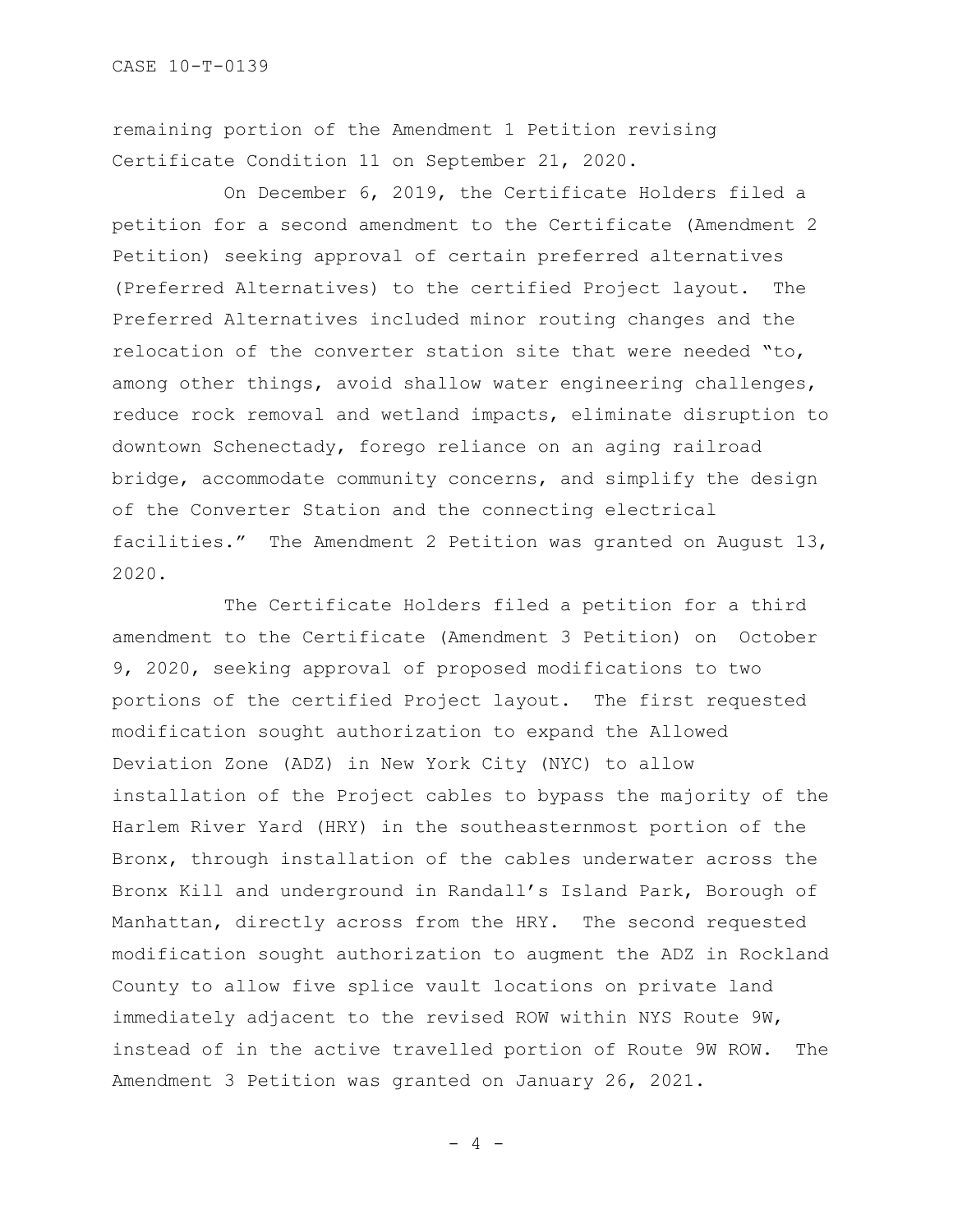remaining portion of the Amendment 1 Petition revising Certificate Condition 11 on September 21, 2020.

On December 6, 2019, the Certificate Holders filed a petition for a second amendment to the Certificate (Amendment 2 Petition) seeking approval of certain preferred alternatives (Preferred Alternatives) to the certified Project layout. The Preferred Alternatives included minor routing changes and the relocation of the converter station site that were needed "to, among other things, avoid shallow water engineering challenges, reduce rock removal and wetland impacts, eliminate disruption to downtown Schenectady, forego reliance on an aging railroad bridge, accommodate community concerns, and simplify the design of the Converter Station and the connecting electrical facilities." The Amendment 2 Petition was granted on August 13, 2020.

The Certificate Holders filed a petition for a third amendment to the Certificate (Amendment 3 Petition) on October 9, 2020, seeking approval of proposed modifications to two portions of the certified Project layout. The first requested modification sought authorization to expand the Allowed Deviation Zone (ADZ) in New York City (NYC) to allow installation of the Project cables to bypass the majority of the Harlem River Yard (HRY) in the southeasternmost portion of the Bronx, through installation of the cables underwater across the Bronx Kill and underground in Randall's Island Park, Borough of Manhattan, directly across from the HRY. The second requested modification sought authorization to augment the ADZ in Rockland County to allow five splice vault locations on private land immediately adjacent to the revised ROW within NYS Route 9W, instead of in the active travelled portion of Route 9W ROW. The Amendment 3 Petition was granted on January 26, 2021.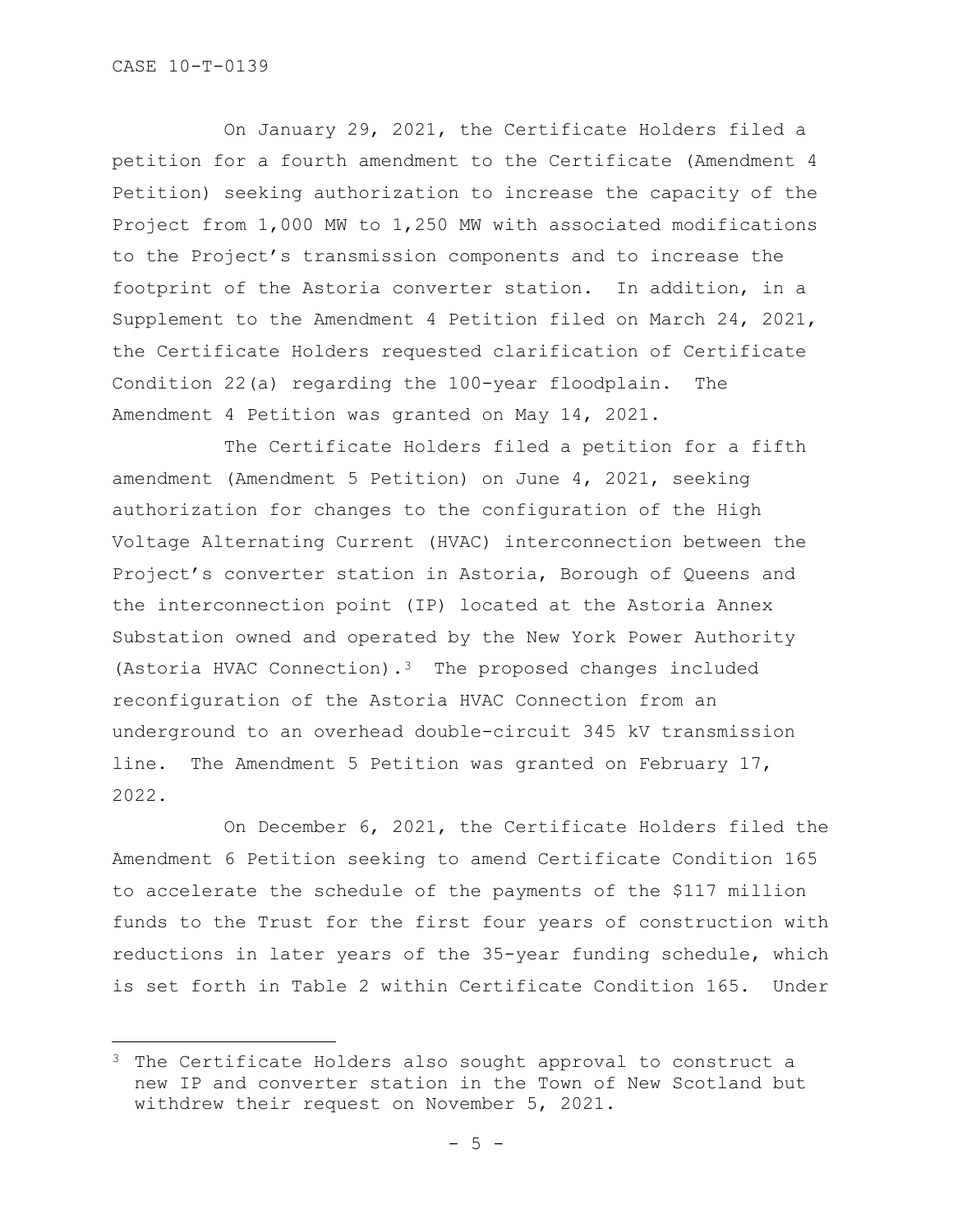On January 29, 2021, the Certificate Holders filed a petition for a fourth amendment to the Certificate (Amendment 4 Petition) seeking authorization to increase the capacity of the Project from 1,000 MW to 1,250 MW with associated modifications to the Project's transmission components and to increase the footprint of the Astoria converter station. In addition, in a Supplement to the Amendment 4 Petition filed on March 24, 2021, the Certificate Holders requested clarification of Certificate Condition 22(a) regarding the 100-year floodplain. The Amendment 4 Petition was granted on May 14, 2021.

The Certificate Holders filed a petition for a fifth amendment (Amendment 5 Petition) on June 4, 2021, seeking authorization for changes to the configuration of the High Voltage Alternating Current (HVAC) interconnection between the Project's converter station in Astoria, Borough of Queens and the interconnection point (IP) located at the Astoria Annex Substation owned and operated by the New York Power Authority (Astoria HVAC Connection).[3] The proposed changes included reconfiguration of the Astoria HVAC Connection from an underground to an overhead double-circuit 345 kV transmission line. The Amendment 5 Petition was granted on February 17, 2022.

On December 6, 2021, the Certificate Holders filed the Amendment 6 Petition seeking to amend Certificate Condition 165 to accelerate the schedule of the payments of the $117 million funds to the Trust for the first four years of construction with reductions in later years of the 35-year funding schedule, which is set forth in Table 2 within Certificate Condition 165. Under

[3] The Certificate Holders also sought approval to construct a new IP and converter station in the Town of New Scotland but withdrew their request on November 5, 2021.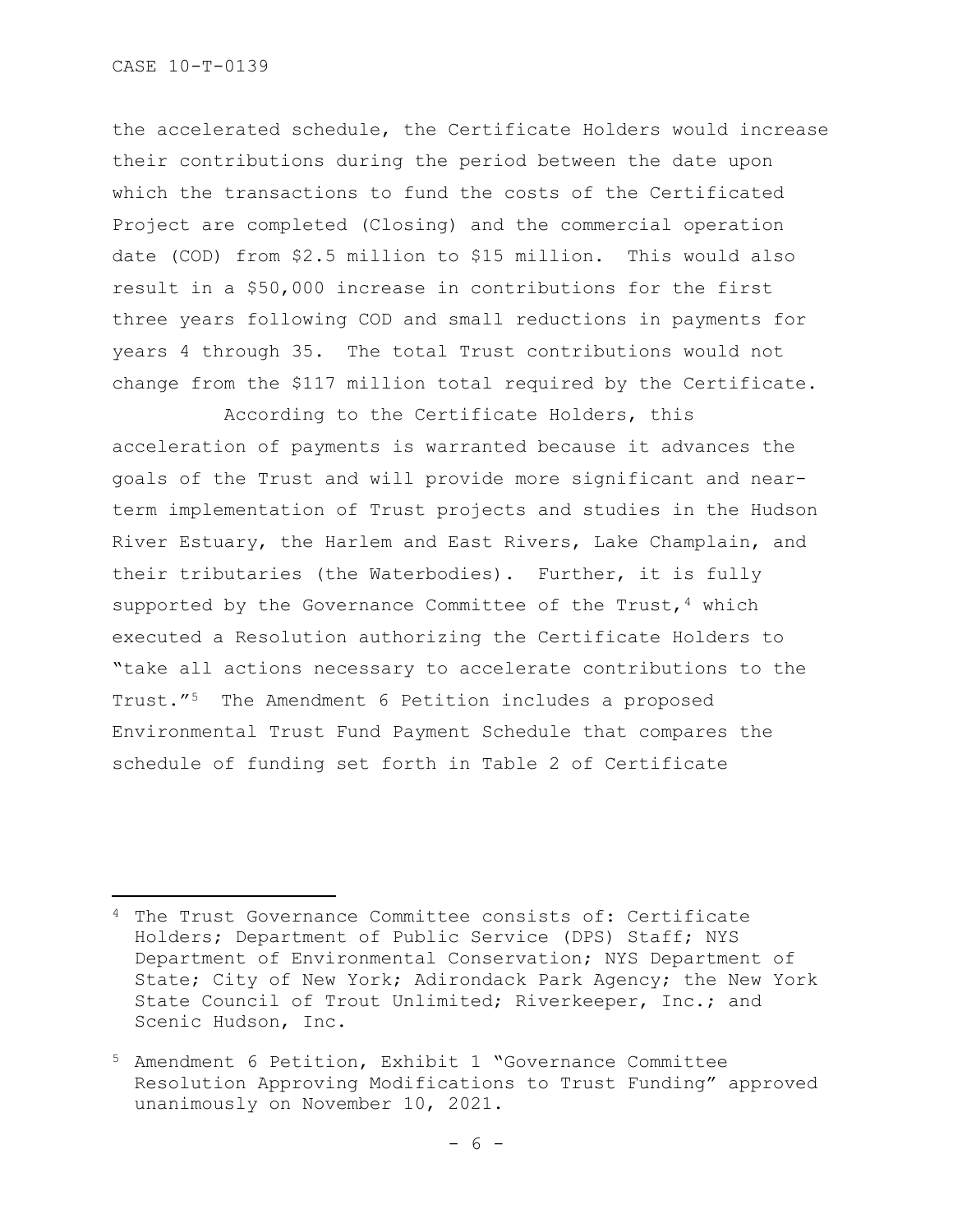the accelerated schedule, the Certificate Holders would increase their contributions during the period between the date upon which the transactions to fund the costs of the Certificated Project are completed (Closing) and the commercial operation date (COD) from $2.5 million to $15 million. This would also result in a $50,000 increase in contributions for the first three years following COD and small reductions in payments for years 4 through 35. The total Trust contributions would not change from the $117 million total required by the Certificate.

According to the Certificate Holders, this acceleration of payments is warranted because it advances the goals of the Trust and will provide more significant and near-term implementation of Trust projects and studies in the Hudson River Estuary, the Harlem and East Rivers, Lake Champlain, and their tributaries (the Waterbodies). Further, it is fully supported by the Governance Committee of the Trust,[4] which executed a Resolution authorizing the Certificate Holders to "take all actions necessary to accelerate contributions to the Trust."[5] The Amendment 6 Petition includes a proposed Environmental Trust Fund Payment Schedule that compares the schedule of funding set forth in Table 2 of Certificate

---

[4] The Trust Governance Committee consists of: Certificate Holders; Department of Public Service (DPS) Staff; NYS Department of Environmental Conservation; NYS Department of State; City of New York; Adirondack Park Agency; the New York State Council of Trout Unlimited; Riverkeeper, Inc.; and Scenic Hudson, Inc.

[5] Amendment 6 Petition, Exhibit 1 "Governance Committee Resolution Approving Modifications to Trust Funding" approved unanimously on November 10, 2021.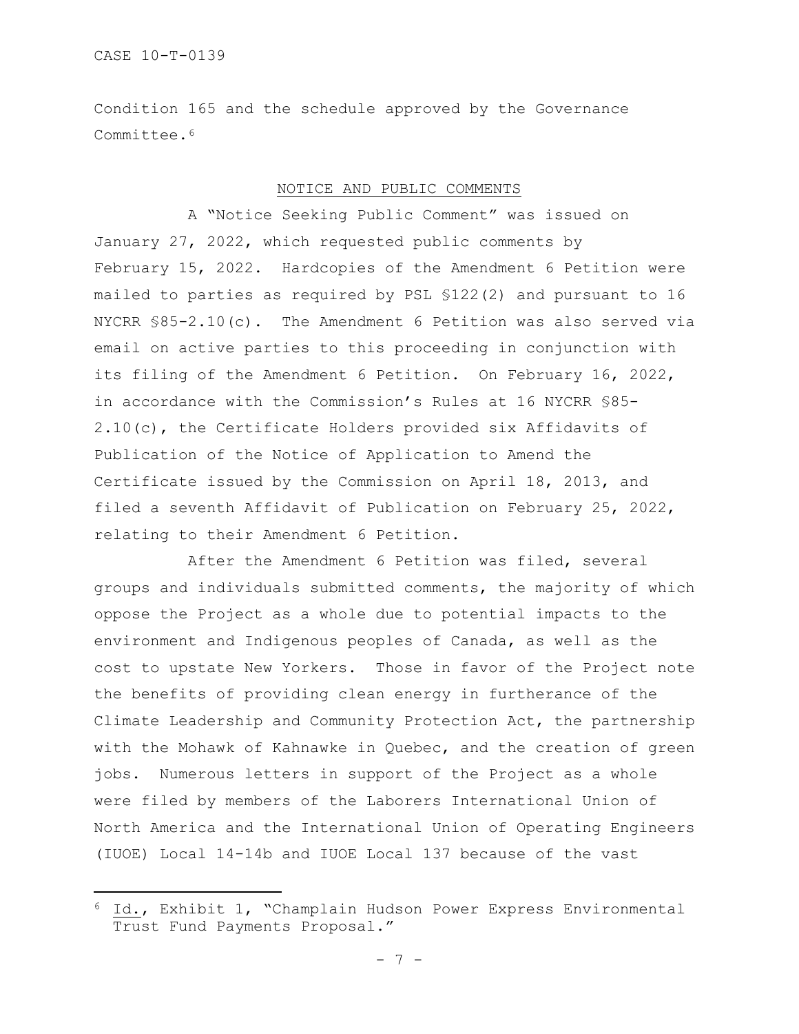Condition 165 and the schedule approved by the Governance Committee.[6]

## NOTICE AND PUBLIC COMMENTS

A "Notice Seeking Public Comment" was issued on January 27, 2022, which requested public comments by February 15, 2022. Hardcopies of the Amendment 6 Petition were mailed to parties as required by PSL §122(2) and pursuant to 16 NYCRR §85-2.10(c). The Amendment 6 Petition was also served via email on active parties to this proceeding in conjunction with its filing of the Amendment 6 Petition. On February 16, 2022, in accordance with the Commission's Rules at 16 NYCRR §85-2.10(c), the Certificate Holders provided six Affidavits of Publication of the Notice of Application to Amend the Certificate issued by the Commission on April 18, 2013, and filed a seventh Affidavit of Publication on February 25, 2022, relating to their Amendment 6 Petition.

After the Amendment 6 Petition was filed, several groups and individuals submitted comments, the majority of which oppose the Project as a whole due to potential impacts to the environment and Indigenous peoples of Canada, as well as the cost to upstate New Yorkers. Those in favor of the Project note the benefits of providing clean energy in furtherance of the Climate Leadership and Community Protection Act, the partnership with the Mohawk of Kahnawke in Quebec, and the creation of green jobs. Numerous letters in support of the Project as a whole were filed by members of the Laborers International Union of North America and the International Union of Operating Engineers (IUOE) Local 14-14b and IUOE Local 137 because of the vast

---

[6] Id., Exhibit 1, "Champlain Hudson Power Express Environmental Trust Fund Payments Proposal."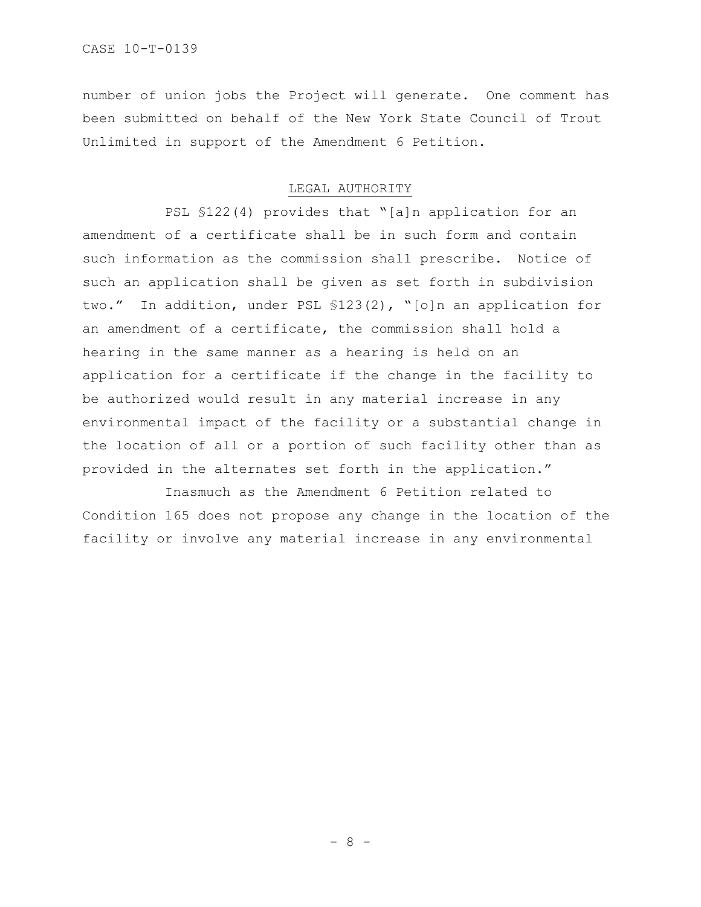number of union jobs the Project will generate. One comment has been submitted on behalf of the New York State Council of Trout Unlimited in support of the Amendment 6 Petition.

## LEGAL AUTHORITY

PSL §122(4) provides that "[a]n application for an amendment of a certificate shall be in such form and contain such information as the commission shall prescribe. Notice of such an application shall be given as set forth in subdivision two." In addition, under PSL §123(2), "[o]n an application for an amendment of a certificate, the commission shall hold a hearing in the same manner as a hearing is held on an application for a certificate if the change in the facility to be authorized would result in any material increase in any environmental impact of the facility or a substantial change in the location of all or a portion of such facility other than as provided in the alternates set forth in the application."

Inasmuch as the Amendment 6 Petition related to Condition 165 does not propose any change in the location of the facility or involve any material increase in any environmental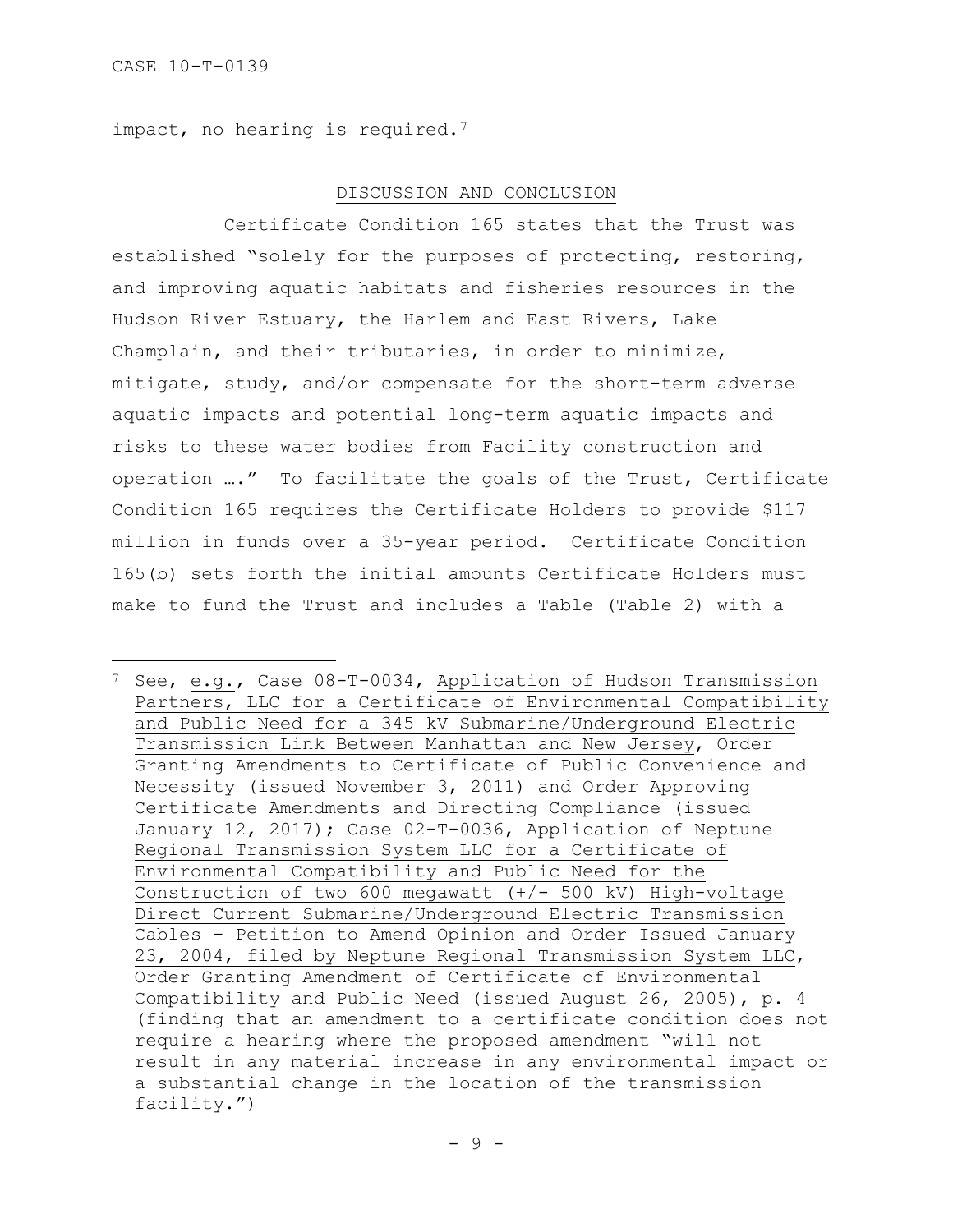impact, no hearing is required.[7]

## DISCUSSION AND CONCLUSION

Certificate Condition 165 states that the Trust was established "solely for the purposes of protecting, restoring, and improving aquatic habitats and fisheries resources in the Hudson River Estuary, the Harlem and East Rivers, Lake Champlain, and their tributaries, in order to minimize, mitigate, study, and/or compensate for the short-term adverse aquatic impacts and potential long-term aquatic impacts and risks to these water bodies from Facility construction and operation …." To facilitate the goals of the Trust, Certificate Condition 165 requires the Certificate Holders to provide $117 million in funds over a 35-year period. Certificate Condition 165(b) sets forth the initial amounts Certificate Holders must make to fund the Trust and includes a Table (Table 2) with a

---

[7] See, e.g., Case 08-T-0034, Application of Hudson Transmission Partners, LLC for a Certificate of Environmental Compatibility and Public Need for a 345 kV Submarine/Underground Electric Transmission Link Between Manhattan and New Jersey, Order Granting Amendments to Certificate of Public Convenience and Necessity (issued November 3, 2011) and Order Approving Certificate Amendments and Directing Compliance (issued January 12, 2017); Case 02-T-0036, Application of Neptune Regional Transmission System LLC for a Certificate of Environmental Compatibility and Public Need for the Construction of two 600 megawatt (+/- 500 kV) High-voltage Direct Current Submarine/Underground Electric Transmission Cables - Petition to Amend Opinion and Order Issued January 23, 2004, filed by Neptune Regional Transmission System LLC, Order Granting Amendment of Certificate of Environmental Compatibility and Public Need (issued August 26, 2005), p. 4 (finding that an amendment to a certificate condition does not require a hearing where the proposed amendment "will not result in any material increase in any environmental impact or a substantial change in the location of the transmission facility.")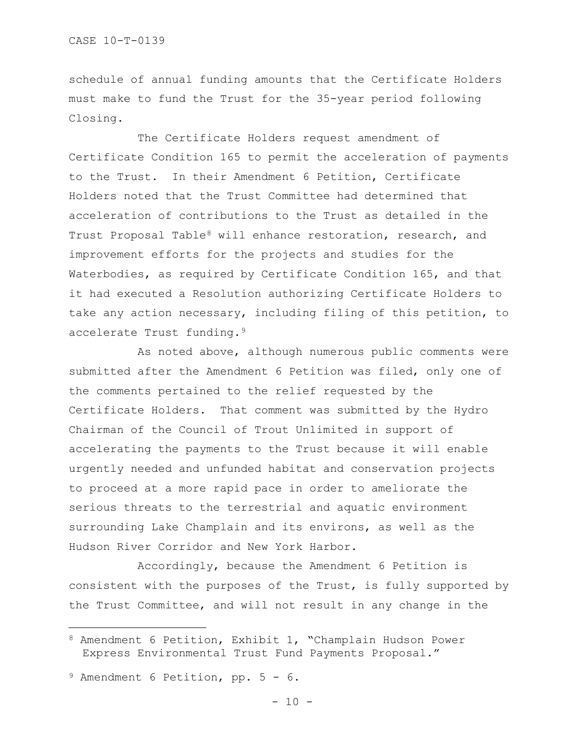schedule of annual funding amounts that the Certificate Holders must make to fund the Trust for the 35-year period following Closing.

The Certificate Holders request amendment of Certificate Condition 165 to permit the acceleration of payments to the Trust. In their Amendment 6 Petition, Certificate Holders noted that the Trust Committee had determined that acceleration of contributions to the Trust as detailed in the Trust Proposal Table[8] will enhance restoration, research, and improvement efforts for the projects and studies for the Waterbodies, as required by Certificate Condition 165, and that it had executed a Resolution authorizing Certificate Holders to take any action necessary, including filing of this petition, to accelerate Trust funding.[9]

As noted above, although numerous public comments were submitted after the Amendment 6 Petition was filed, only one of the comments pertained to the relief requested by the Certificate Holders. That comment was submitted by the Hydro Chairman of the Council of Trout Unlimited in support of accelerating the payments to the Trust because it will enable urgently needed and unfunded habitat and conservation projects to proceed at a more rapid pace in order to ameliorate the serious threats to the terrestrial and aquatic environment surrounding Lake Champlain and its environs, as well as the Hudson River Corridor and New York Harbor.

Accordingly, because the Amendment 6 Petition is consistent with the purposes of the Trust, is fully supported by the Trust Committee, and will not result in any change in the

---

[8] Amendment 6 Petition, Exhibit 1, "Champlain Hudson Power Express Environmental Trust Fund Payments Proposal."

[9] Amendment 6 Petition, pp. 5 - 6.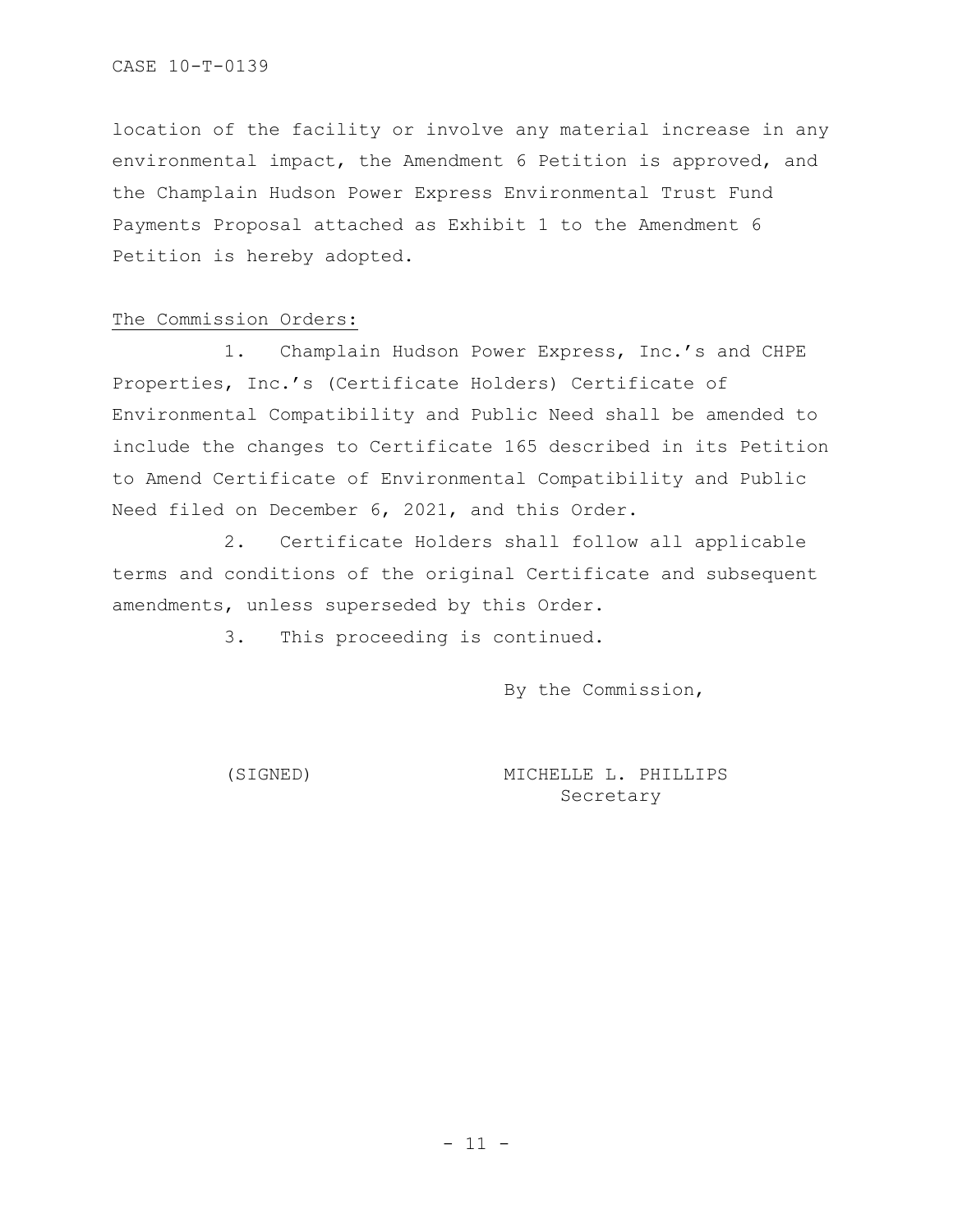location of the facility or involve any material increase in any environmental impact, the Amendment 6 Petition is approved, and the Champlain Hudson Power Express Environmental Trust Fund Payments Proposal attached as Exhibit 1 to the Amendment 6 Petition is hereby adopted.

<u>The Commission Orders:</u>

1. Champlain Hudson Power Express, Inc.'s and CHPE Properties, Inc.'s (Certificate Holders) Certificate of Environmental Compatibility and Public Need shall be amended to include the changes to Certificate 165 described in its Petition to Amend Certificate of Environmental Compatibility and Public Need filed on December 6, 2021, and this Order.

2. Certificate Holders shall follow all applicable terms and conditions of the original Certificate and subsequent amendments, unless superseded by this Order.

3. This proceeding is continued.

By the Commission,

(SIGNED) MICHELLE L. PHILLIPS
Secretary